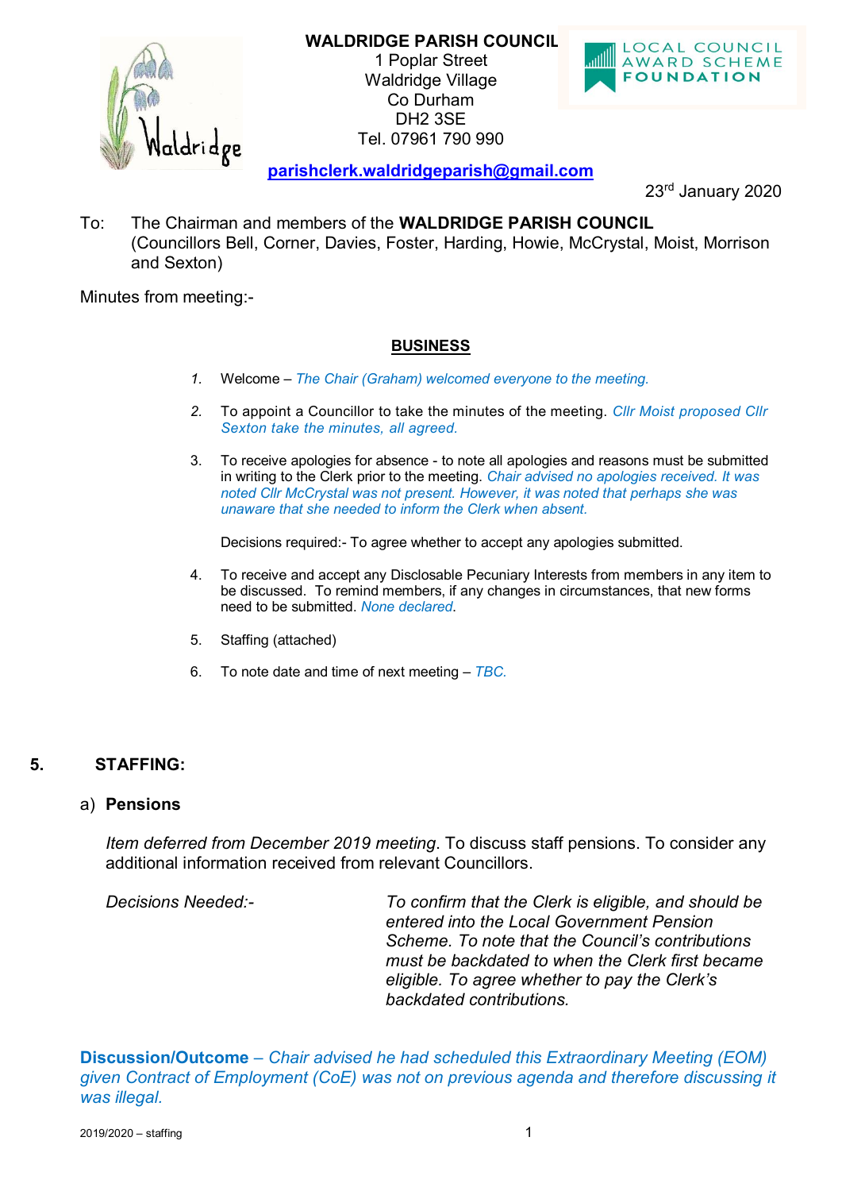**WALDRIDGE PARISH COUNCIL**
1 Poplar Street
Waldridge Village
Co Durham
DH2 3SE
Tel. 07961 790 990

LOCAL COUNCIL AWARD SCHEME FOUNDATION

parishclerk.waldridgeparish@gmail.com

23rd January 2020

To: The Chairman and members of the **WALDRIDGE PARISH COUNCIL** (Councillors Bell, Corner, Davies, Foster, Harding, Howie, McCrystal, Moist, Morrison and Sexton)

Minutes from meeting:-

**BUSINESS**

1. Welcome – *The Chair (Graham) welcomed everyone to the meeting.*

2. To appoint a Councillor to take the minutes of the meeting. *Cllr Moist proposed Cllr Sexton take the minutes, all agreed.*

3. To receive apologies for absence - to note all apologies and reasons must be submitted in writing to the Clerk prior to the meeting. *Chair advised no apologies received. It was noted Cllr McCrystal was not present. However, it was noted that perhaps she was unaware that she needed to inform the Clerk when absent.*

   Decisions required:- To agree whether to accept any apologies submitted.

4. To receive and accept any Disclosable Pecuniary Interests from members in any item to be discussed. To remind members, if any changes in circumstances, that new forms need to be submitted. *None declared.*

5. Staffing (attached)

6. To note date and time of next meeting – *TBC.*

## 5. STAFFING:

### a) Pensions

*Item deferred from December 2019 meeting*. To discuss staff pensions. To consider any additional information received from relevant Councillors.

*Decisions Needed:-* *To confirm that the Clerk is eligible, and should be entered into the Local Government Pension Scheme. To note that the Council's contributions must be backdated to when the Clerk first became eligible. To agree whether to pay the Clerk's backdated contributions.*

**Discussion/Outcome** – *Chair advised he had scheduled this Extraordinary Meeting (EOM) given Contract of Employment (CoE) was not on previous agenda and therefore discussing it was illegal.*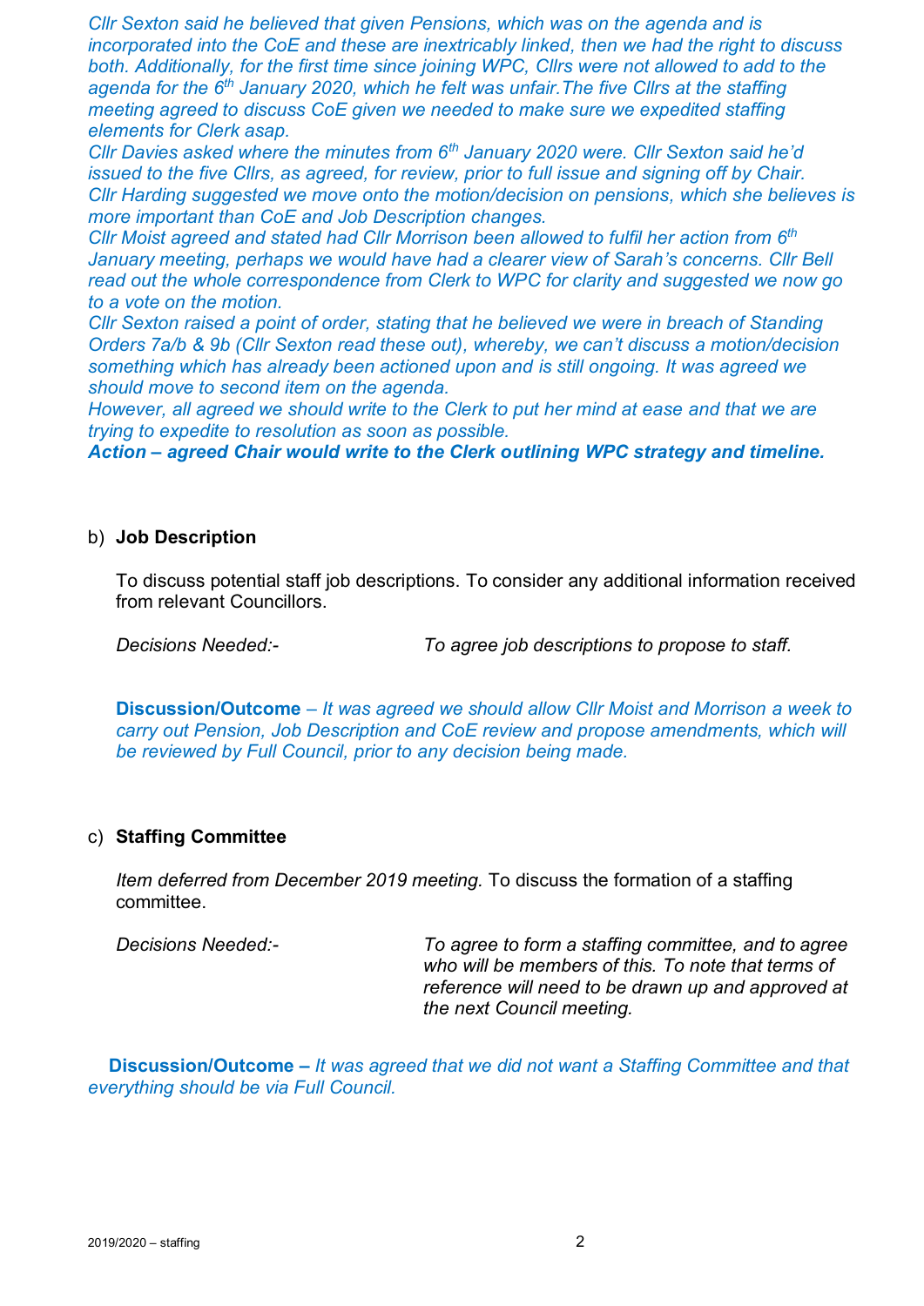*Cllr Sexton said he believed that given Pensions, which was on the agenda and is incorporated into the CoE and these are inextricably linked, then we had the right to discuss both. Additionally, for the first time since joining WPC, Cllrs were not allowed to add to the agenda for the 6th January 2020, which he felt was unfair.The five Cllrs at the staffing meeting agreed to discuss CoE given we needed to make sure we expedited staffing elements for Clerk asap.*
*Cllr Davies asked where the minutes from 6th January 2020 were. Cllr Sexton said he'd issued to the five Cllrs, as agreed, for review, prior to full issue and signing off by Chair.*
*Cllr Harding suggested we move onto the motion/decision on pensions, which she believes is more important than CoE and Job Description changes.*
*Cllr Moist agreed and stated had Cllr Morrison been allowed to fulfil her action from 6th January meeting, perhaps we would have had a clearer view of Sarah's concerns. Cllr Bell read out the whole correspondence from Clerk to WPC for clarity and suggested we now go to a vote on the motion.*
*Cllr Sexton raised a point of order, stating that he believed we were in breach of Standing Orders 7a/b & 9b (Cllr Sexton read these out), whereby, we can't discuss a motion/decision something which has already been actioned upon and is still ongoing. It was agreed we should move to second item on the agenda.*
*However, all agreed we should write to the Clerk to put her mind at ease and that we are trying to expedite to resolution as soon as possible.*
***Action – agreed Chair would write to the Clerk outlining WPC strategy and timeline.***

b) **Job Description**

To discuss potential staff job descriptions. To consider any additional information received from relevant Councillors.

*Decisions Needed:-* *To agree job descriptions to propose to staff.*

**Discussion/Outcome** – *It was agreed we should allow Cllr Moist and Morrison a week to carry out Pension, Job Description and CoE review and propose amendments, which will be reviewed by Full Council, prior to any decision being made.*

c) **Staffing Committee**

*Item deferred from December 2019 meeting.* To discuss the formation of a staffing committee.

*Decisions Needed:-* *To agree to form a staffing committee, and to agree who will be members of this. To note that terms of reference will need to be drawn up and approved at the next Council meeting.*

**Discussion/Outcome –** *It was agreed that we did not want a Staffing Committee and that everything should be via Full Council.*